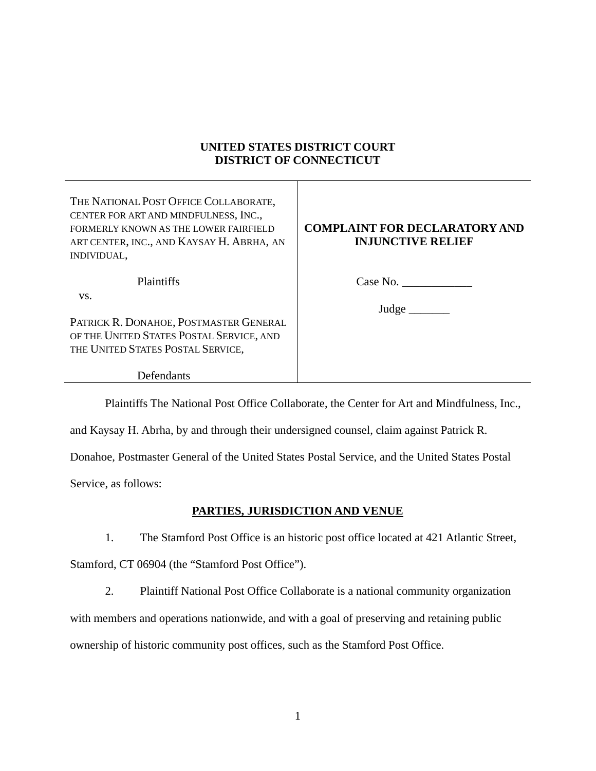**UNITED STATES DISTRICT COURT**
**DISTRICT OF CONNECTICUT**

| | |
|---|---|
| THE NATIONAL POST OFFICE COLLABORATE, CENTER FOR ART AND MINDFULNESS, INC., FORMERLY KNOWN AS THE LOWER FAIRFIELD ART CENTER, INC., AND KAYSAY H. ABRHA, AN INDIVIDUAL,<br><br>Plaintiffs<br><br>vs.<br><br>PATRICK R. DONAHOE, POSTMASTER GENERAL OF THE UNITED STATES POSTAL SERVICE, AND THE UNITED STATES POSTAL SERVICE,<br><br>Defendants | **COMPLAINT FOR DECLARATORY AND INJUNCTIVE RELIEF**<br><br>Case No. ____________<br><br>Judge _______ |

Plaintiffs The National Post Office Collaborate, the Center for Art and Mindfulness, Inc., and Kaysay H. Abrha, by and through their undersigned counsel, claim against Patrick R. Donahoe, Postmaster General of the United States Postal Service, and the United States Postal Service, as follows:

**PARTIES, JURISDICTION AND VENUE**

1. The Stamford Post Office is an historic post office located at 421 Atlantic Street, Stamford, CT 06904 (the "Stamford Post Office").

2. Plaintiff National Post Office Collaborate is a national community organization with members and operations nationwide, and with a goal of preserving and retaining public ownership of historic community post offices, such as the Stamford Post Office.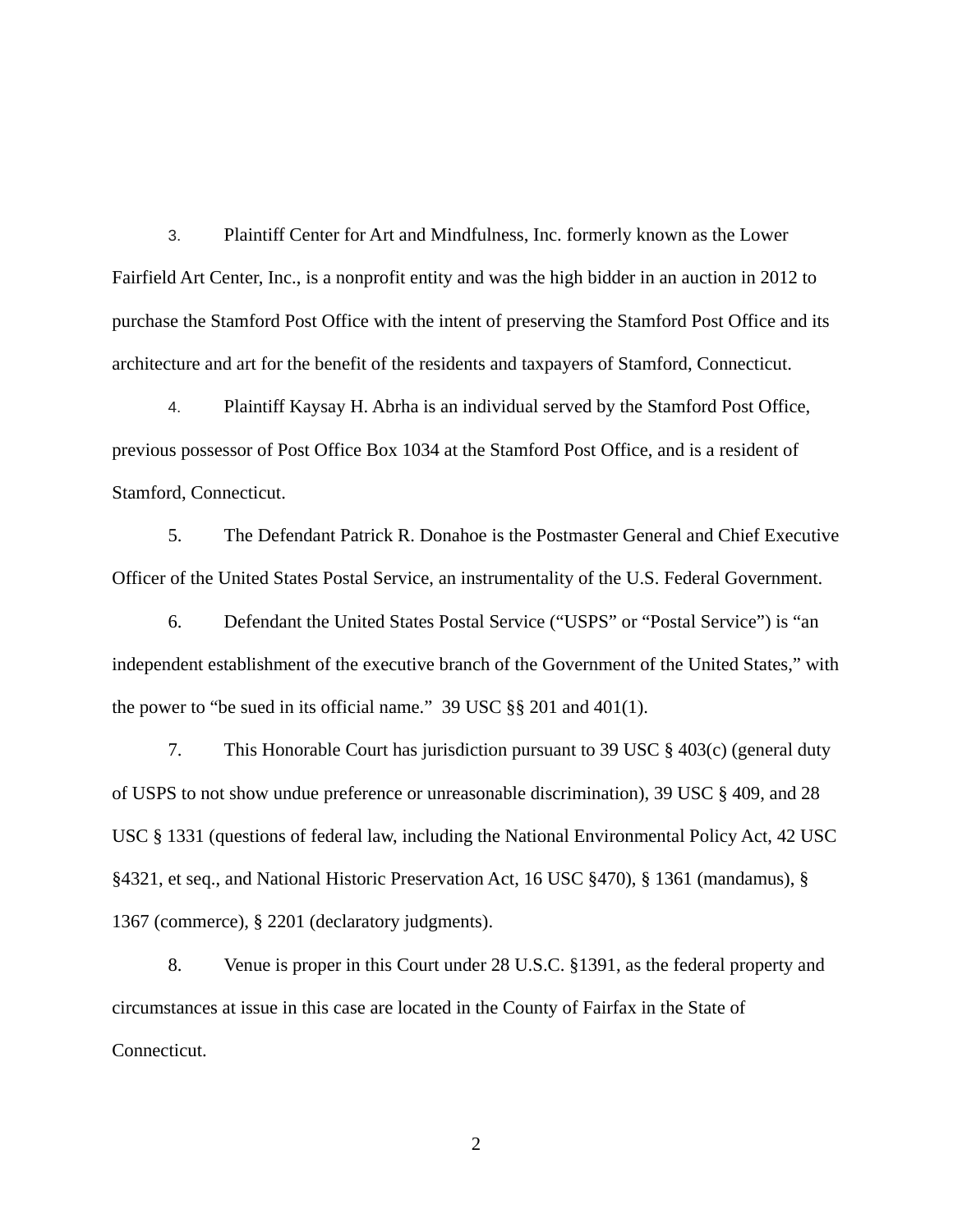3. Plaintiff Center for Art and Mindfulness, Inc. formerly known as the Lower Fairfield Art Center, Inc., is a nonprofit entity and was the high bidder in an auction in 2012 to purchase the Stamford Post Office with the intent of preserving the Stamford Post Office and its architecture and art for the benefit of the residents and taxpayers of Stamford, Connecticut.

4. Plaintiff Kaysay H. Abrha is an individual served by the Stamford Post Office, previous possessor of Post Office Box 1034 at the Stamford Post Office, and is a resident of Stamford, Connecticut.

5. The Defendant Patrick R. Donahoe is the Postmaster General and Chief Executive Officer of the United States Postal Service, an instrumentality of the U.S. Federal Government.

6. Defendant the United States Postal Service ("USPS" or "Postal Service") is "an independent establishment of the executive branch of the Government of the United States," with the power to "be sued in its official name." 39 USC §§ 201 and 401(1).

7. This Honorable Court has jurisdiction pursuant to 39 USC § 403(c) (general duty of USPS to not show undue preference or unreasonable discrimination), 39 USC § 409, and 28 USC § 1331 (questions of federal law, including the National Environmental Policy Act, 42 USC §4321, et seq., and National Historic Preservation Act, 16 USC §470), § 1361 (mandamus), § 1367 (commerce), § 2201 (declaratory judgments).

8. Venue is proper in this Court under 28 U.S.C. §1391, as the federal property and circumstances at issue in this case are located in the County of Fairfax in the State of Connecticut.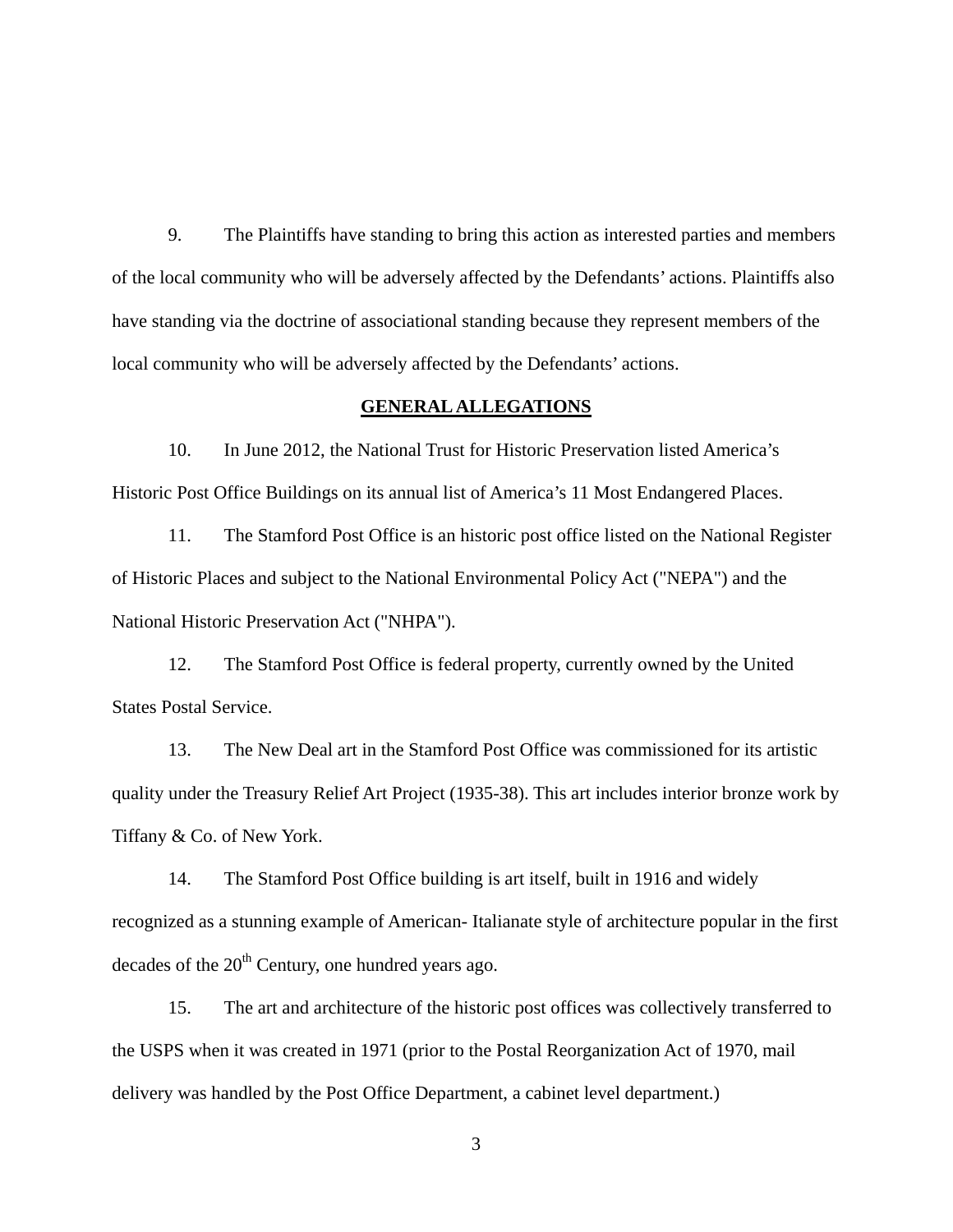9. The Plaintiffs have standing to bring this action as interested parties and members of the local community who will be adversely affected by the Defendants' actions. Plaintiffs also have standing via the doctrine of associational standing because they represent members of the local community who will be adversely affected by the Defendants' actions.

## GENERAL ALLEGATIONS

10. In June 2012, the National Trust for Historic Preservation listed America's Historic Post Office Buildings on its annual list of America's 11 Most Endangered Places.

11. The Stamford Post Office is an historic post office listed on the National Register of Historic Places and subject to the National Environmental Policy Act ("NEPA") and the National Historic Preservation Act ("NHPA").

12. The Stamford Post Office is federal property, currently owned by the United States Postal Service.

13. The New Deal art in the Stamford Post Office was commissioned for its artistic quality under the Treasury Relief Art Project (1935-38). This art includes interior bronze work by Tiffany & Co. of New York.

14. The Stamford Post Office building is art itself, built in 1916 and widely recognized as a stunning example of American- Italianate style of architecture popular in the first decades of the 20th Century, one hundred years ago.

15. The art and architecture of the historic post offices was collectively transferred to the USPS when it was created in 1971 (prior to the Postal Reorganization Act of 1970, mail delivery was handled by the Post Office Department, a cabinet level department.)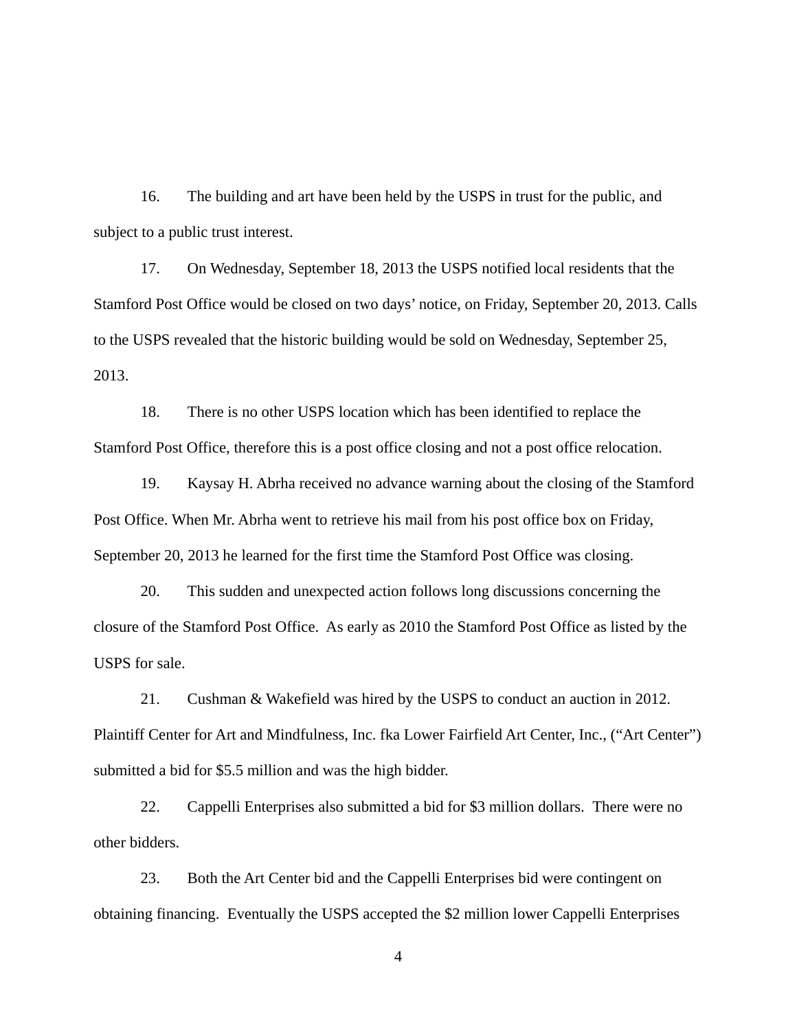16. The building and art have been held by the USPS in trust for the public, and subject to a public trust interest.

17. On Wednesday, September 18, 2013 the USPS notified local residents that the Stamford Post Office would be closed on two days' notice, on Friday, September 20, 2013. Calls to the USPS revealed that the historic building would be sold on Wednesday, September 25, 2013.

18. There is no other USPS location which has been identified to replace the Stamford Post Office, therefore this is a post office closing and not a post office relocation.

19. Kaysay H. Abrha received no advance warning about the closing of the Stamford Post Office. When Mr. Abrha went to retrieve his mail from his post office box on Friday, September 20, 2013 he learned for the first time the Stamford Post Office was closing.

20. This sudden and unexpected action follows long discussions concerning the closure of the Stamford Post Office. As early as 2010 the Stamford Post Office as listed by the USPS for sale.

21. Cushman & Wakefield was hired by the USPS to conduct an auction in 2012. Plaintiff Center for Art and Mindfulness, Inc. fka Lower Fairfield Art Center, Inc., ("Art Center") submitted a bid for $5.5 million and was the high bidder.

22. Cappelli Enterprises also submitted a bid for $3 million dollars. There were no other bidders.

23. Both the Art Center bid and the Cappelli Enterprises bid were contingent on obtaining financing. Eventually the USPS accepted the $2 million lower Cappelli Enterprises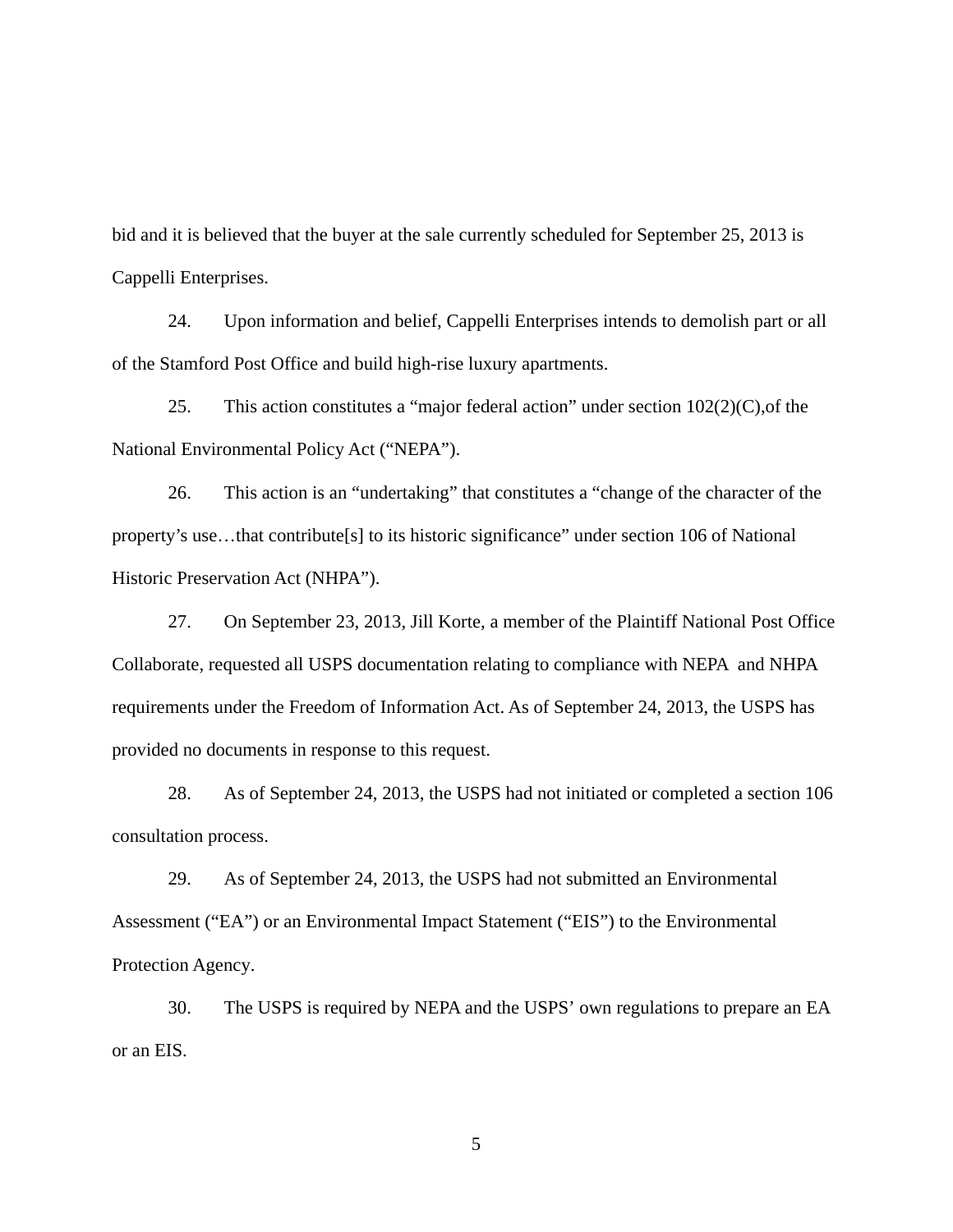bid and it is believed that the buyer at the sale currently scheduled for September 25, 2013 is Cappelli Enterprises.

24. Upon information and belief, Cappelli Enterprises intends to demolish part or all of the Stamford Post Office and build high-rise luxury apartments.

25. This action constitutes a "major federal action" under section 102(2)(C),of the National Environmental Policy Act ("NEPA").

26. This action is an "undertaking" that constitutes a "change of the character of the property's use…that contribute[s] to its historic significance" under section 106 of National Historic Preservation Act (NHPA").

27. On September 23, 2013, Jill Korte, a member of the Plaintiff National Post Office Collaborate, requested all USPS documentation relating to compliance with NEPA and NHPA requirements under the Freedom of Information Act. As of September 24, 2013, the USPS has provided no documents in response to this request.

28. As of September 24, 2013, the USPS had not initiated or completed a section 106 consultation process.

29. As of September 24, 2013, the USPS had not submitted an Environmental Assessment ("EA") or an Environmental Impact Statement ("EIS") to the Environmental Protection Agency.

30. The USPS is required by NEPA and the USPS' own regulations to prepare an EA or an EIS.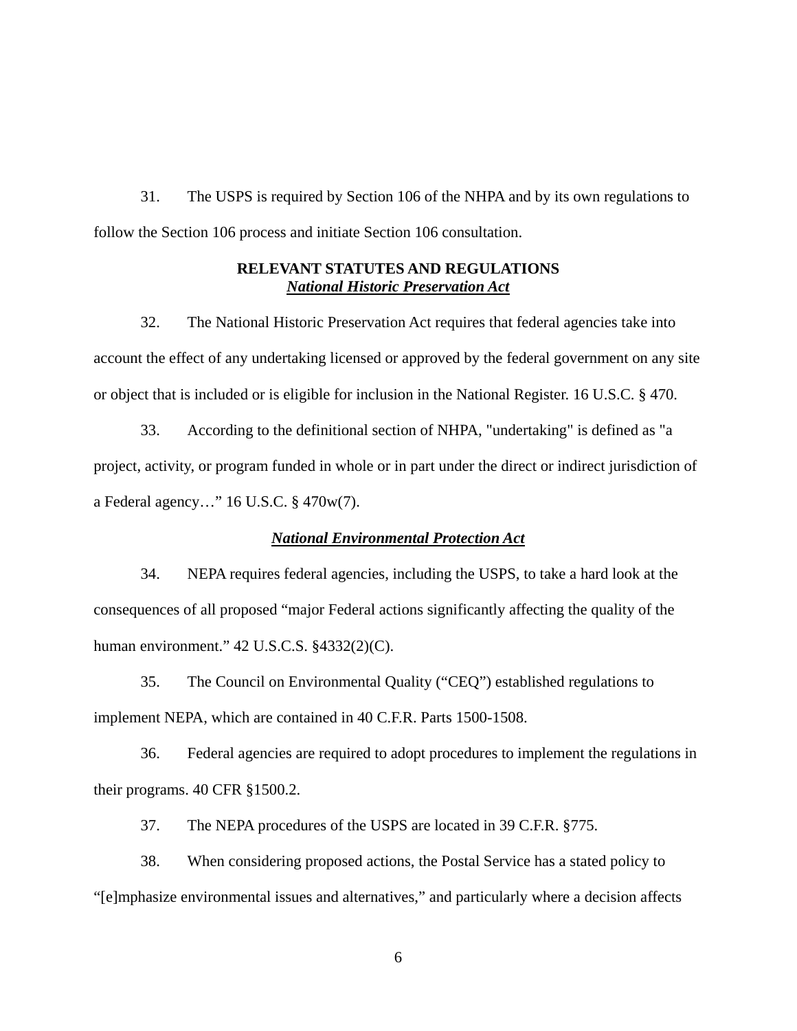31. The USPS is required by Section 106 of the NHPA and by its own regulations to follow the Section 106 process and initiate Section 106 consultation.

**RELEVANT STATUTES AND REGULATIONS**

***National Historic Preservation Act***

32. The National Historic Preservation Act requires that federal agencies take into account the effect of any undertaking licensed or approved by the federal government on any site or object that is included or is eligible for inclusion in the National Register. 16 U.S.C. § 470.

33. According to the definitional section of NHPA, "undertaking" is defined as "a project, activity, or program funded in whole or in part under the direct or indirect jurisdiction of a Federal agency…" 16 U.S.C. § 470w(7).

***National Environmental Protection Act***

34. NEPA requires federal agencies, including the USPS, to take a hard look at the consequences of all proposed "major Federal actions significantly affecting the quality of the human environment." 42 U.S.C.S. §4332(2)(C).

35. The Council on Environmental Quality ("CEQ") established regulations to implement NEPA, which are contained in 40 C.F.R. Parts 1500-1508.

36. Federal agencies are required to adopt procedures to implement the regulations in their programs. 40 CFR §1500.2.

37. The NEPA procedures of the USPS are located in 39 C.F.R. §775.

38. When considering proposed actions, the Postal Service has a stated policy to "[e]mphasize environmental issues and alternatives," and particularly where a decision affects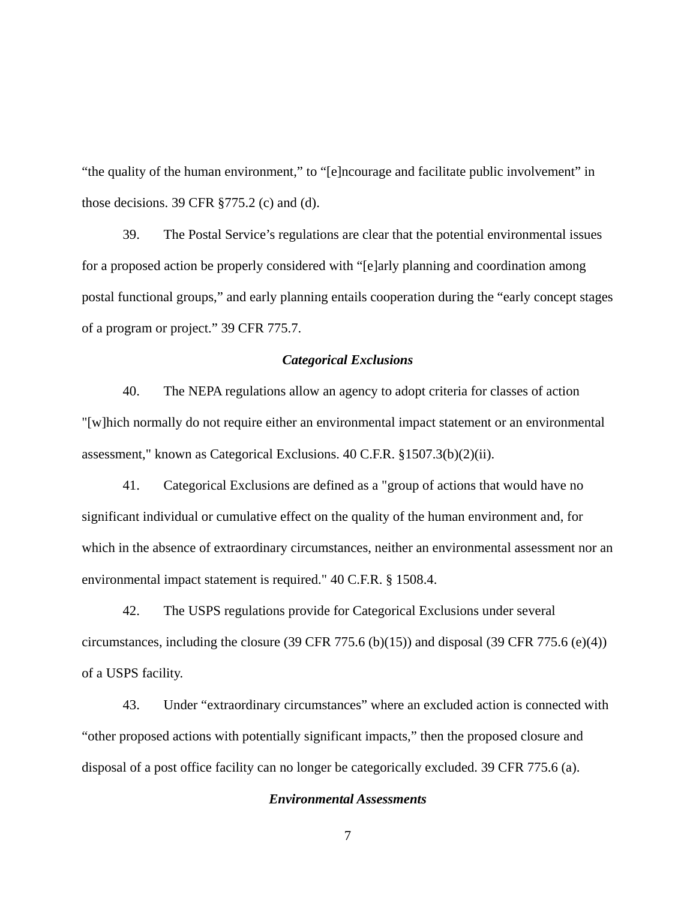"the quality of the human environment," to "[e]ncourage and facilitate public involvement" in those decisions. 39 CFR §775.2 (c) and (d).

39. The Postal Service's regulations are clear that the potential environmental issues for a proposed action be properly considered with "[e]arly planning and coordination among postal functional groups," and early planning entails cooperation during the "early concept stages of a program or project." 39 CFR 775.7.

### *Categorical Exclusions*

40. The NEPA regulations allow an agency to adopt criteria for classes of action "[w]hich normally do not require either an environmental impact statement or an environmental assessment," known as Categorical Exclusions. 40 C.F.R. §1507.3(b)(2)(ii).

41. Categorical Exclusions are defined as a "group of actions that would have no significant individual or cumulative effect on the quality of the human environment and, for which in the absence of extraordinary circumstances, neither an environmental assessment nor an environmental impact statement is required." 40 C.F.R. § 1508.4.

42. The USPS regulations provide for Categorical Exclusions under several circumstances, including the closure (39 CFR 775.6 (b)(15)) and disposal (39 CFR 775.6 (e)(4)) of a USPS facility.

43. Under "extraordinary circumstances" where an excluded action is connected with "other proposed actions with potentially significant impacts," then the proposed closure and disposal of a post office facility can no longer be categorically excluded. 39 CFR 775.6 (a).

### *Environmental Assessments*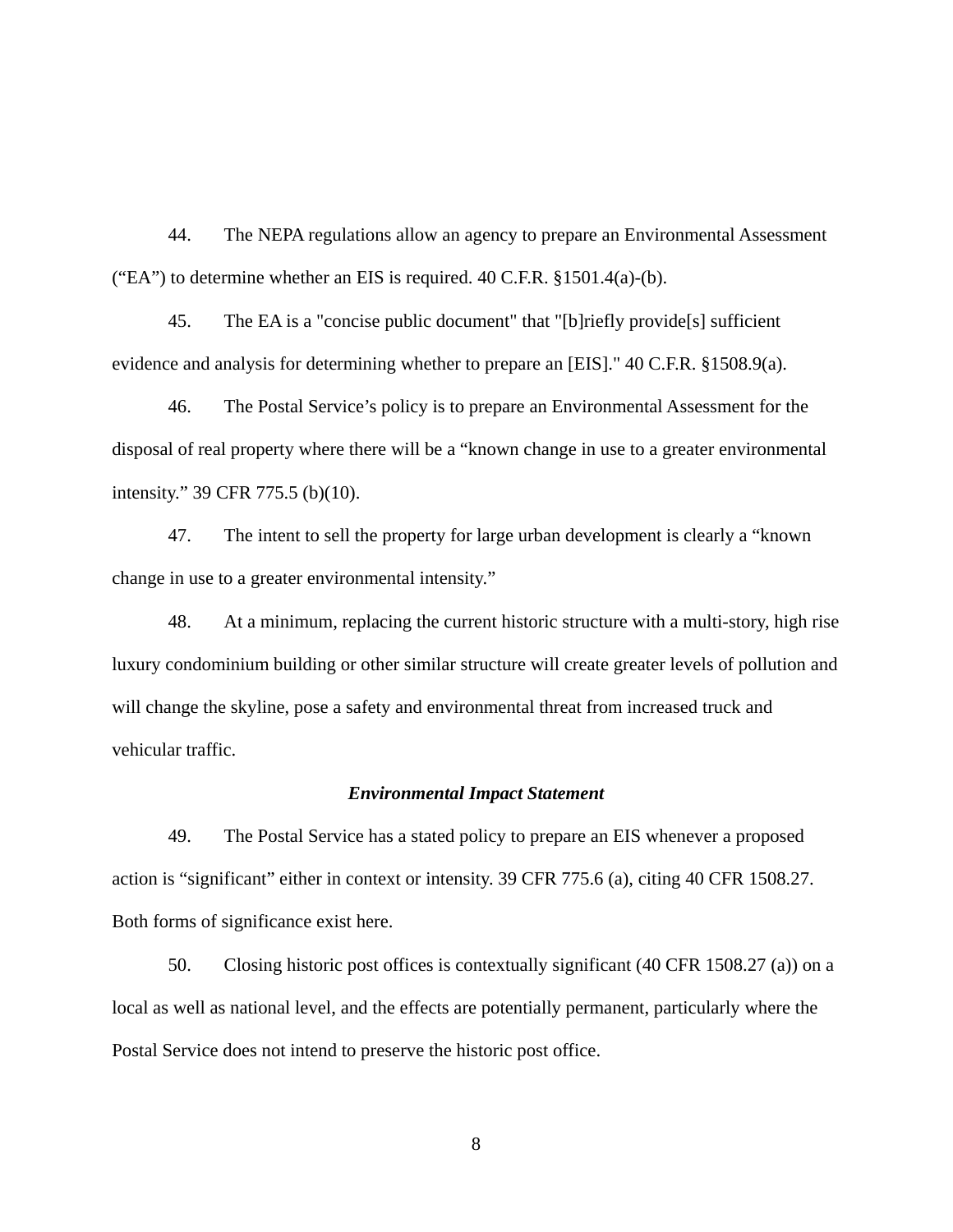44. The NEPA regulations allow an agency to prepare an Environmental Assessment ("EA") to determine whether an EIS is required. 40 C.F.R. §1501.4(a)-(b).

45. The EA is a "concise public document" that "[b]riefly provide[s] sufficient evidence and analysis for determining whether to prepare an [EIS]." 40 C.F.R. §1508.9(a).

46. The Postal Service's policy is to prepare an Environmental Assessment for the disposal of real property where there will be a "known change in use to a greater environmental intensity." 39 CFR 775.5 (b)(10).

47. The intent to sell the property for large urban development is clearly a "known change in use to a greater environmental intensity."

48. At a minimum, replacing the current historic structure with a multi-story, high rise luxury condominium building or other similar structure will create greater levels of pollution and will change the skyline, pose a safety and environmental threat from increased truck and vehicular traffic.

***Environmental Impact Statement***

49. The Postal Service has a stated policy to prepare an EIS whenever a proposed action is "significant" either in context or intensity. 39 CFR 775.6 (a), citing 40 CFR 1508.27. Both forms of significance exist here.

50. Closing historic post offices is contextually significant (40 CFR 1508.27 (a)) on a local as well as national level, and the effects are potentially permanent, particularly where the Postal Service does not intend to preserve the historic post office.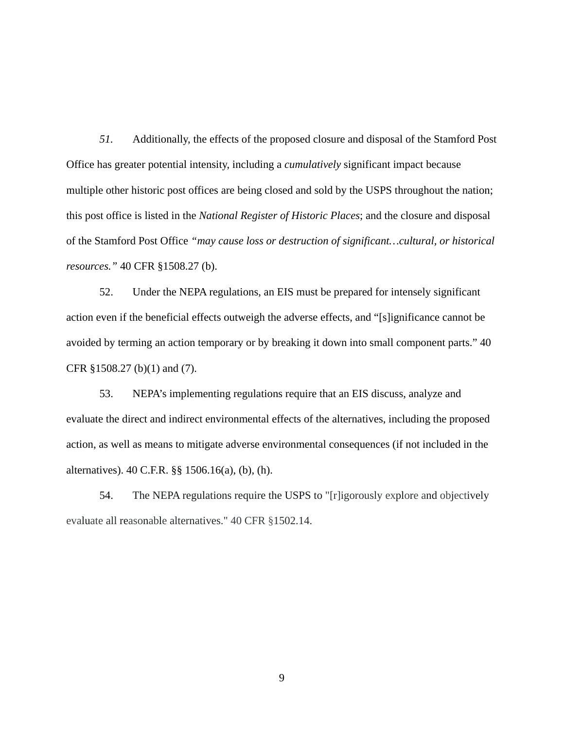*51.* Additionally, the effects of the proposed closure and disposal of the Stamford Post Office has greater potential intensity, including a *cumulatively* significant impact because multiple other historic post offices are being closed and sold by the USPS throughout the nation; this post office is listed in the *National Register of Historic Places*; and the closure and disposal of the Stamford Post Office *"may cause loss or destruction of significant…cultural, or historical resources."* 40 CFR §1508.27 (b).

52. Under the NEPA regulations, an EIS must be prepared for intensely significant action even if the beneficial effects outweigh the adverse effects, and "[s]ignificance cannot be avoided by terming an action temporary or by breaking it down into small component parts." 40 CFR §1508.27 (b)(1) and (7).

53. NEPA's implementing regulations require that an EIS discuss, analyze and evaluate the direct and indirect environmental effects of the alternatives, including the proposed action, as well as means to mitigate adverse environmental consequences (if not included in the alternatives). 40 C.F.R. §§ 1506.16(a), (b), (h).

54. The NEPA regulations require the USPS to "[r]igorously explore and objectively evaluate all reasonable alternatives." 40 CFR §1502.14.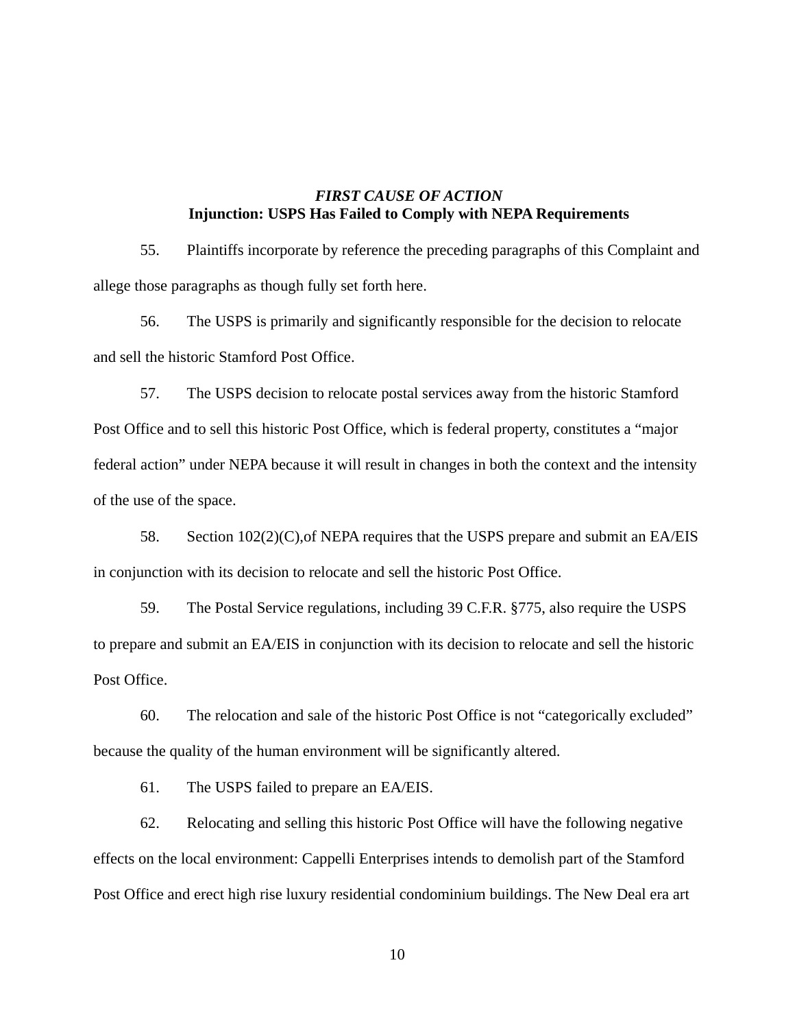### *FIRST CAUSE OF ACTION*
### **Injunction: USPS Has Failed to Comply with NEPA Requirements**

55. Plaintiffs incorporate by reference the preceding paragraphs of this Complaint and allege those paragraphs as though fully set forth here.

56. The USPS is primarily and significantly responsible for the decision to relocate and sell the historic Stamford Post Office.

57. The USPS decision to relocate postal services away from the historic Stamford Post Office and to sell this historic Post Office, which is federal property, constitutes a "major federal action" under NEPA because it will result in changes in both the context and the intensity of the use of the space.

58. Section 102(2)(C),of NEPA requires that the USPS prepare and submit an EA/EIS in conjunction with its decision to relocate and sell the historic Post Office.

59. The Postal Service regulations, including 39 C.F.R. §775, also require the USPS to prepare and submit an EA/EIS in conjunction with its decision to relocate and sell the historic Post Office.

60. The relocation and sale of the historic Post Office is not "categorically excluded" because the quality of the human environment will be significantly altered.

61. The USPS failed to prepare an EA/EIS.

62. Relocating and selling this historic Post Office will have the following negative effects on the local environment: Cappelli Enterprises intends to demolish part of the Stamford Post Office and erect high rise luxury residential condominium buildings. The New Deal era art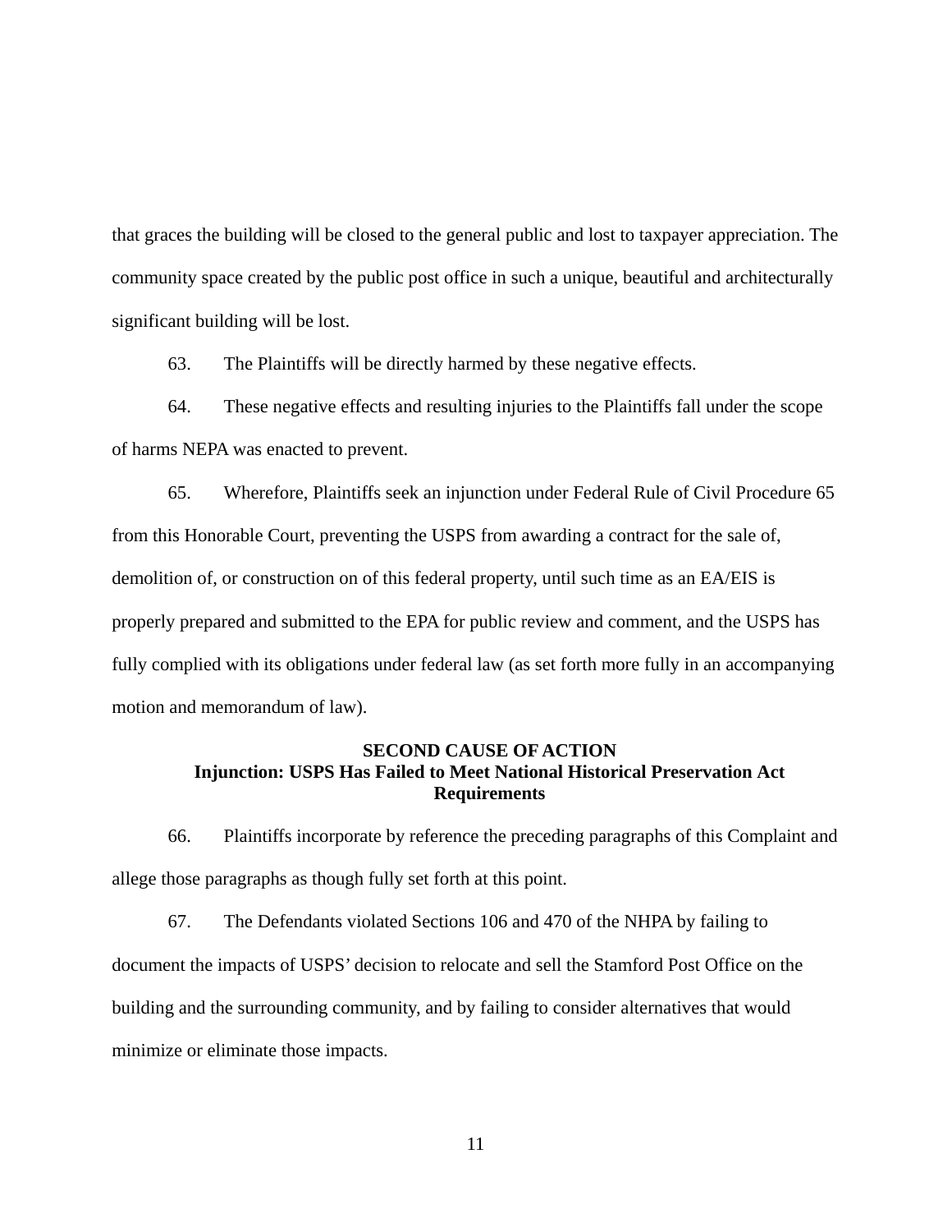that graces the building will be closed to the general public and lost to taxpayer appreciation. The community space created by the public post office in such a unique, beautiful and architecturally significant building will be lost.

63. The Plaintiffs will be directly harmed by these negative effects.

64. These negative effects and resulting injuries to the Plaintiffs fall under the scope of harms NEPA was enacted to prevent.

65. Wherefore, Plaintiffs seek an injunction under Federal Rule of Civil Procedure 65 from this Honorable Court, preventing the USPS from awarding a contract for the sale of, demolition of, or construction on of this federal property, until such time as an EA/EIS is properly prepared and submitted to the EPA for public review and comment, and the USPS has fully complied with its obligations under federal law (as set forth more fully in an accompanying motion and memorandum of law).

## SECOND CAUSE OF ACTION
## Injunction: USPS Has Failed to Meet National Historical Preservation Act Requirements

66. Plaintiffs incorporate by reference the preceding paragraphs of this Complaint and allege those paragraphs as though fully set forth at this point.

67. The Defendants violated Sections 106 and 470 of the NHPA by failing to document the impacts of USPS' decision to relocate and sell the Stamford Post Office on the building and the surrounding community, and by failing to consider alternatives that would minimize or eliminate those impacts.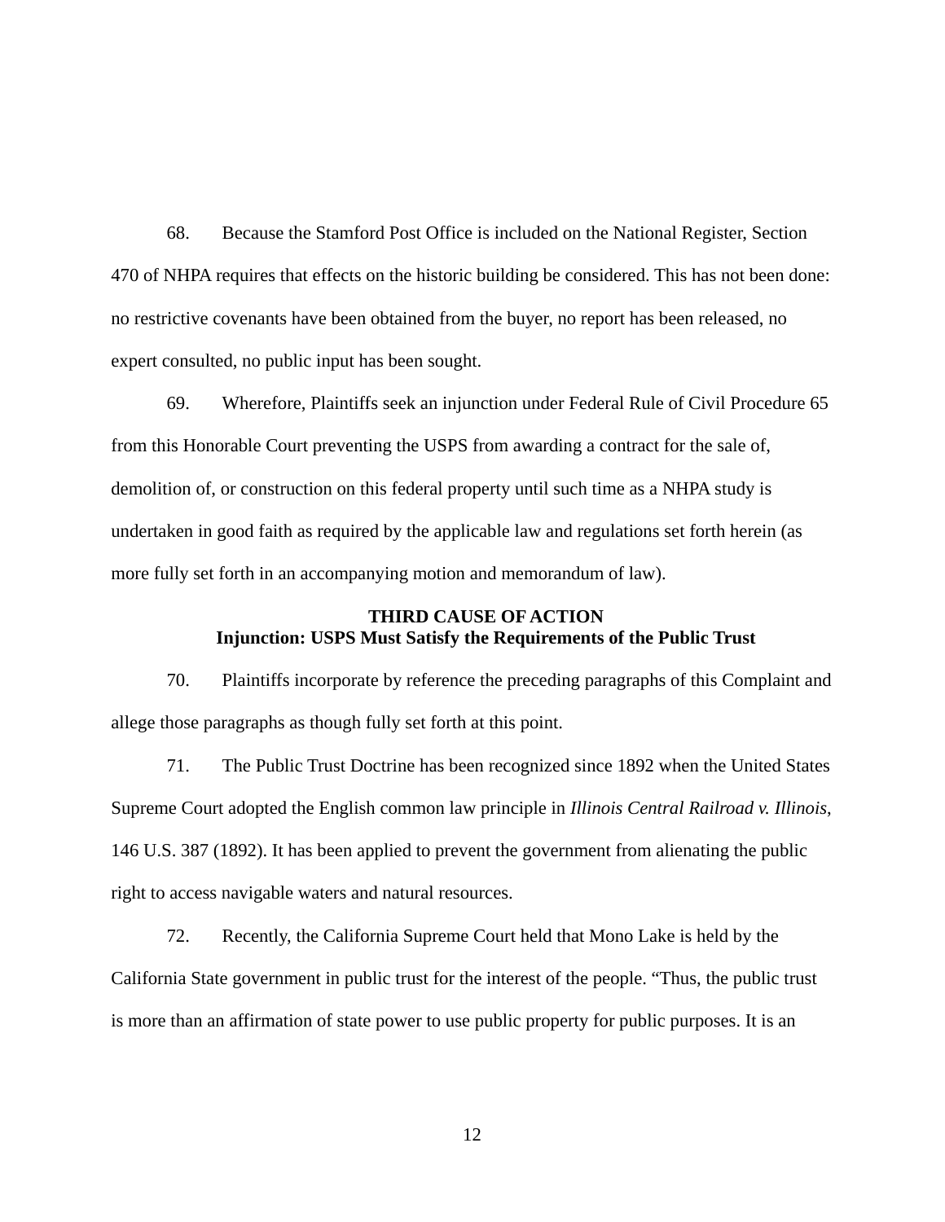68. Because the Stamford Post Office is included on the National Register, Section 470 of NHPA requires that effects on the historic building be considered. This has not been done: no restrictive covenants have been obtained from the buyer, no report has been released, no expert consulted, no public input has been sought.

69. Wherefore, Plaintiffs seek an injunction under Federal Rule of Civil Procedure 65 from this Honorable Court preventing the USPS from awarding a contract for the sale of, demolition of, or construction on this federal property until such time as a NHPA study is undertaken in good faith as required by the applicable law and regulations set forth herein (as more fully set forth in an accompanying motion and memorandum of law).

**THIRD CAUSE OF ACTION**
**Injunction: USPS Must Satisfy the Requirements of the Public Trust**

70. Plaintiffs incorporate by reference the preceding paragraphs of this Complaint and allege those paragraphs as though fully set forth at this point.

71. The Public Trust Doctrine has been recognized since 1892 when the United States Supreme Court adopted the English common law principle in *Illinois Central Railroad v. Illinois*, 146 U.S. 387 (1892). It has been applied to prevent the government from alienating the public right to access navigable waters and natural resources.

72. Recently, the California Supreme Court held that Mono Lake is held by the California State government in public trust for the interest of the people. "Thus, the public trust is more than an affirmation of state power to use public property for public purposes. It is an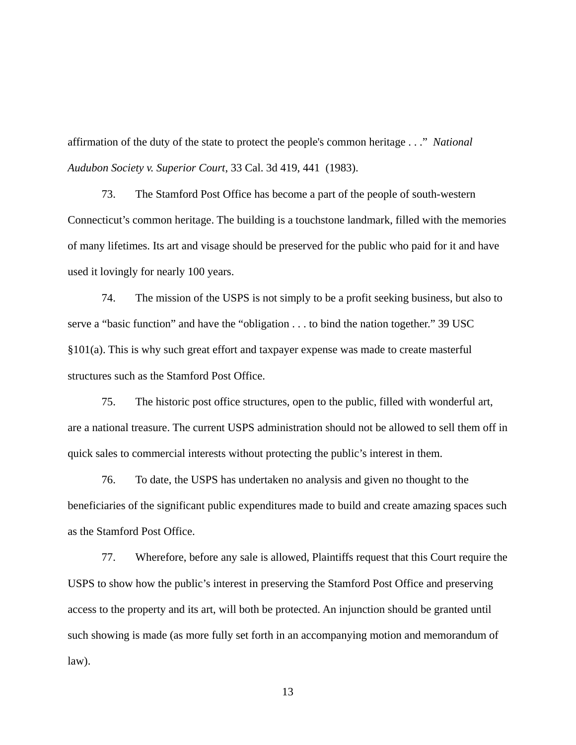affirmation of the duty of the state to protect the people's common heritage . . ." *National Audubon Society v. Superior Court*, 33 Cal. 3d 419, 441 (1983).

73. The Stamford Post Office has become a part of the people of south-western Connecticut's common heritage. The building is a touchstone landmark, filled with the memories of many lifetimes. Its art and visage should be preserved for the public who paid for it and have used it lovingly for nearly 100 years.

74. The mission of the USPS is not simply to be a profit seeking business, but also to serve a "basic function" and have the "obligation . . . to bind the nation together." 39 USC §101(a). This is why such great effort and taxpayer expense was made to create masterful structures such as the Stamford Post Office.

75. The historic post office structures, open to the public, filled with wonderful art, are a national treasure. The current USPS administration should not be allowed to sell them off in quick sales to commercial interests without protecting the public's interest in them.

76. To date, the USPS has undertaken no analysis and given no thought to the beneficiaries of the significant public expenditures made to build and create amazing spaces such as the Stamford Post Office.

77. Wherefore, before any sale is allowed, Plaintiffs request that this Court require the USPS to show how the public's interest in preserving the Stamford Post Office and preserving access to the property and its art, will both be protected. An injunction should be granted until such showing is made (as more fully set forth in an accompanying motion and memorandum of law).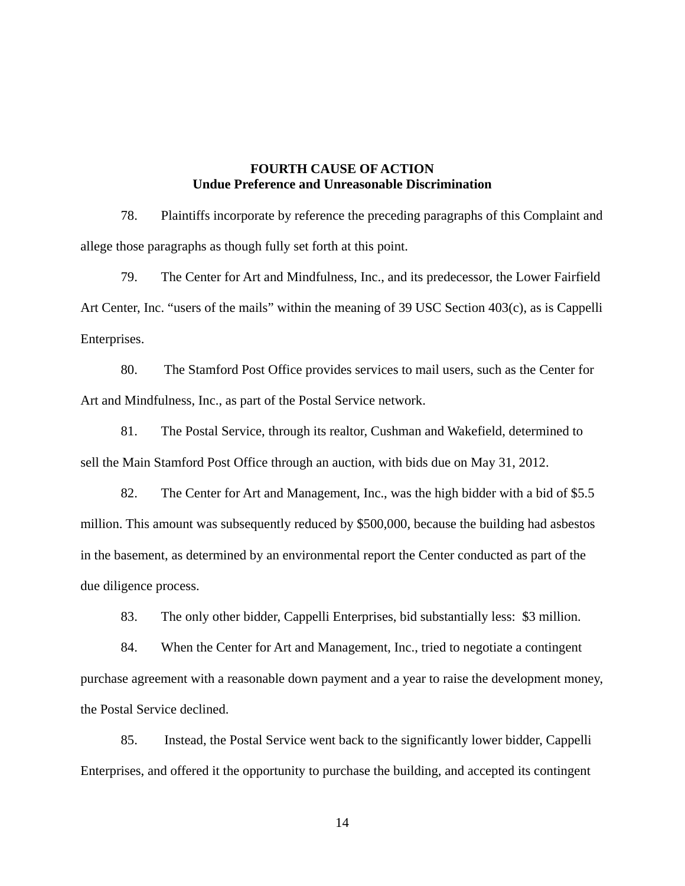**FOURTH CAUSE OF ACTION**
**Undue Preference and Unreasonable Discrimination**

78. Plaintiffs incorporate by reference the preceding paragraphs of this Complaint and allege those paragraphs as though fully set forth at this point.

79. The Center for Art and Mindfulness, Inc., and its predecessor, the Lower Fairfield Art Center, Inc. "users of the mails" within the meaning of 39 USC Section 403(c), as is Cappelli Enterprises.

80. The Stamford Post Office provides services to mail users, such as the Center for Art and Mindfulness, Inc., as part of the Postal Service network.

81. The Postal Service, through its realtor, Cushman and Wakefield, determined to sell the Main Stamford Post Office through an auction, with bids due on May 31, 2012.

82. The Center for Art and Management, Inc., was the high bidder with a bid of $5.5 million. This amount was subsequently reduced by $500,000, because the building had asbestos in the basement, as determined by an environmental report the Center conducted as part of the due diligence process.

83. The only other bidder, Cappelli Enterprises, bid substantially less: $3 million.

84. When the Center for Art and Management, Inc., tried to negotiate a contingent purchase agreement with a reasonable down payment and a year to raise the development money, the Postal Service declined.

85. Instead, the Postal Service went back to the significantly lower bidder, Cappelli Enterprises, and offered it the opportunity to purchase the building, and accepted its contingent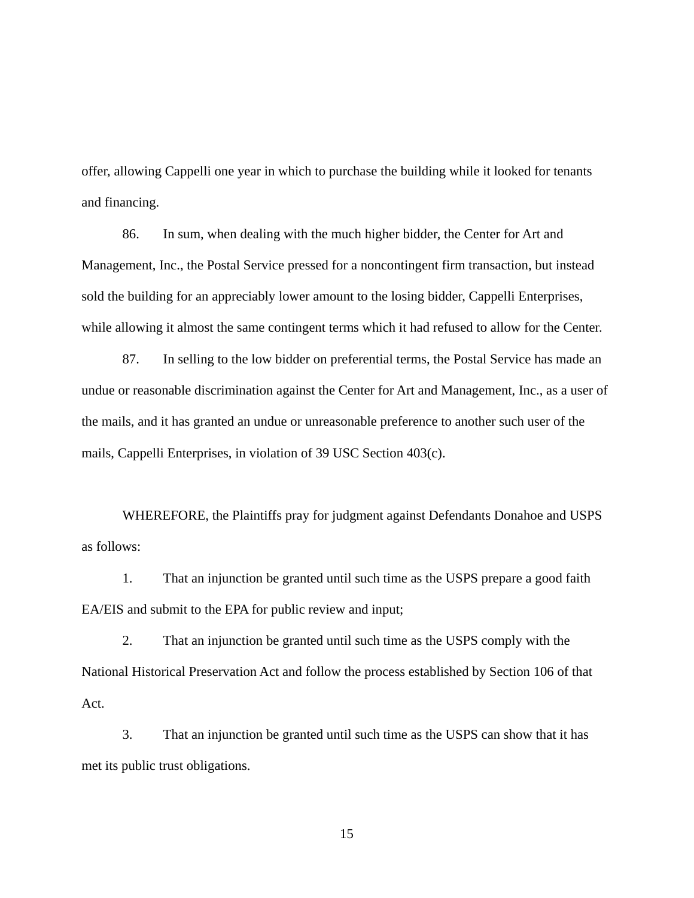offer, allowing Cappelli one year in which to purchase the building while it looked for tenants and financing.

86. In sum, when dealing with the much higher bidder, the Center for Art and Management, Inc., the Postal Service pressed for a noncontingent firm transaction, but instead sold the building for an appreciably lower amount to the losing bidder, Cappelli Enterprises, while allowing it almost the same contingent terms which it had refused to allow for the Center.

87. In selling to the low bidder on preferential terms, the Postal Service has made an undue or reasonable discrimination against the Center for Art and Management, Inc., as a user of the mails, and it has granted an undue or unreasonable preference to another such user of the mails, Cappelli Enterprises, in violation of 39 USC Section 403(c).

WHEREFORE, the Plaintiffs pray for judgment against Defendants Donahoe and USPS as follows:

1. That an injunction be granted until such time as the USPS prepare a good faith EA/EIS and submit to the EPA for public review and input;

2. That an injunction be granted until such time as the USPS comply with the National Historical Preservation Act and follow the process established by Section 106 of that Act.

3. That an injunction be granted until such time as the USPS can show that it has met its public trust obligations.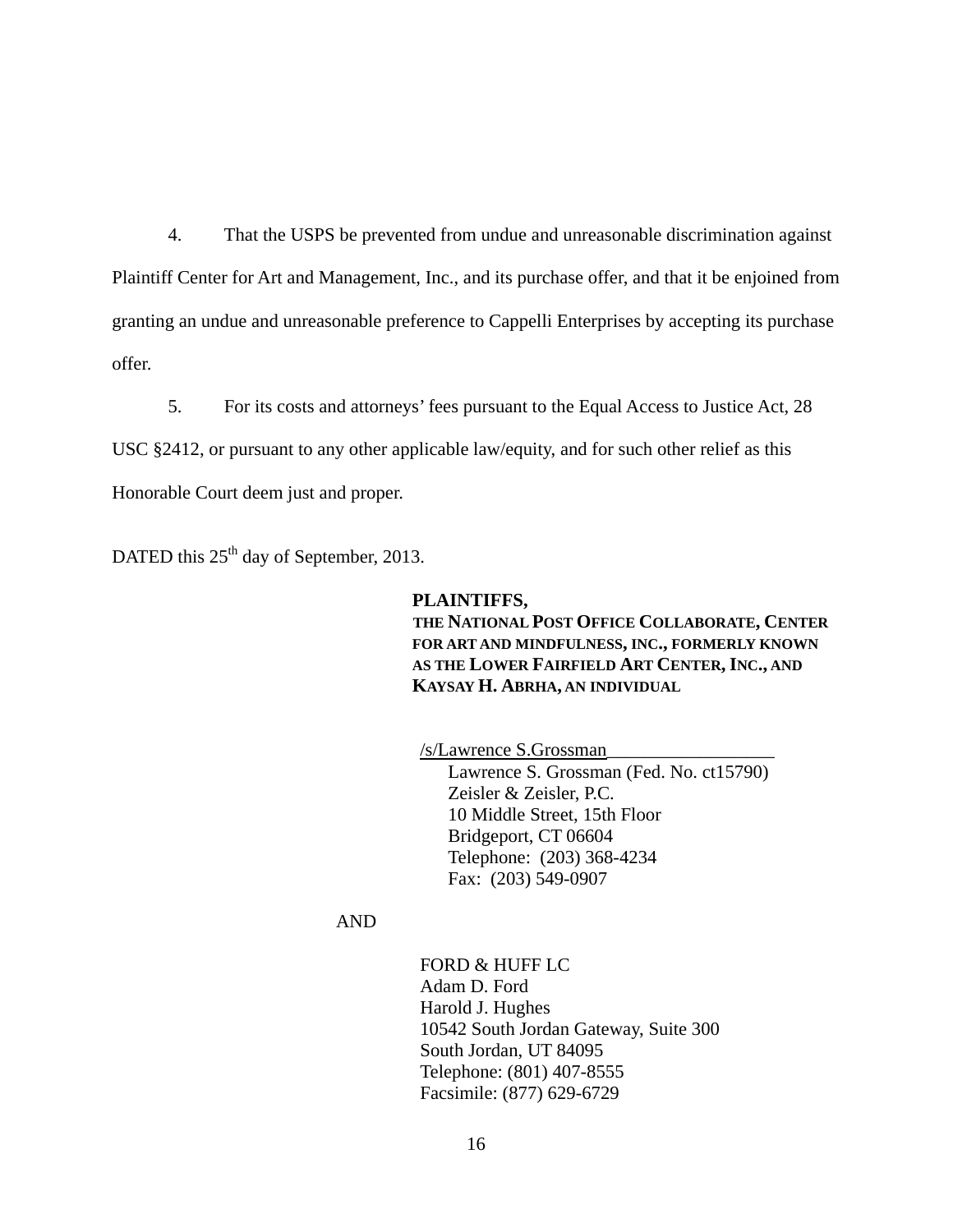4. That the USPS be prevented from undue and unreasonable discrimination against Plaintiff Center for Art and Management, Inc., and its purchase offer, and that it be enjoined from granting an undue and unreasonable preference to Cappelli Enterprises by accepting its purchase offer.

5. For its costs and attorneys' fees pursuant to the Equal Access to Justice Act, 28 USC §2412, or pursuant to any other applicable law/equity, and for such other relief as this Honorable Court deem just and proper.

DATED this 25th day of September, 2013.

**PLAINTIFFS,**
**THE NATIONAL POST OFFICE COLLABORATE, CENTER FOR ART AND MINDFULNESS, INC., FORMERLY KNOWN AS THE LOWER FAIRFIELD ART CENTER, INC., AND KAYSAY H. ABRHA, AN INDIVIDUAL**

/s/Lawrence S.Grossman___________________
Lawrence S. Grossman (Fed. No. ct15790)
Zeisler & Zeisler, P.C.
10 Middle Street, 15th Floor
Bridgeport, CT 06604
Telephone: (203) 368-4234
Fax: (203) 549-0907

AND

FORD & HUFF LC
Adam D. Ford
Harold J. Hughes
10542 South Jordan Gateway, Suite 300
South Jordan, UT 84095
Telephone: (801) 407-8555
Facsimile: (877) 629-6729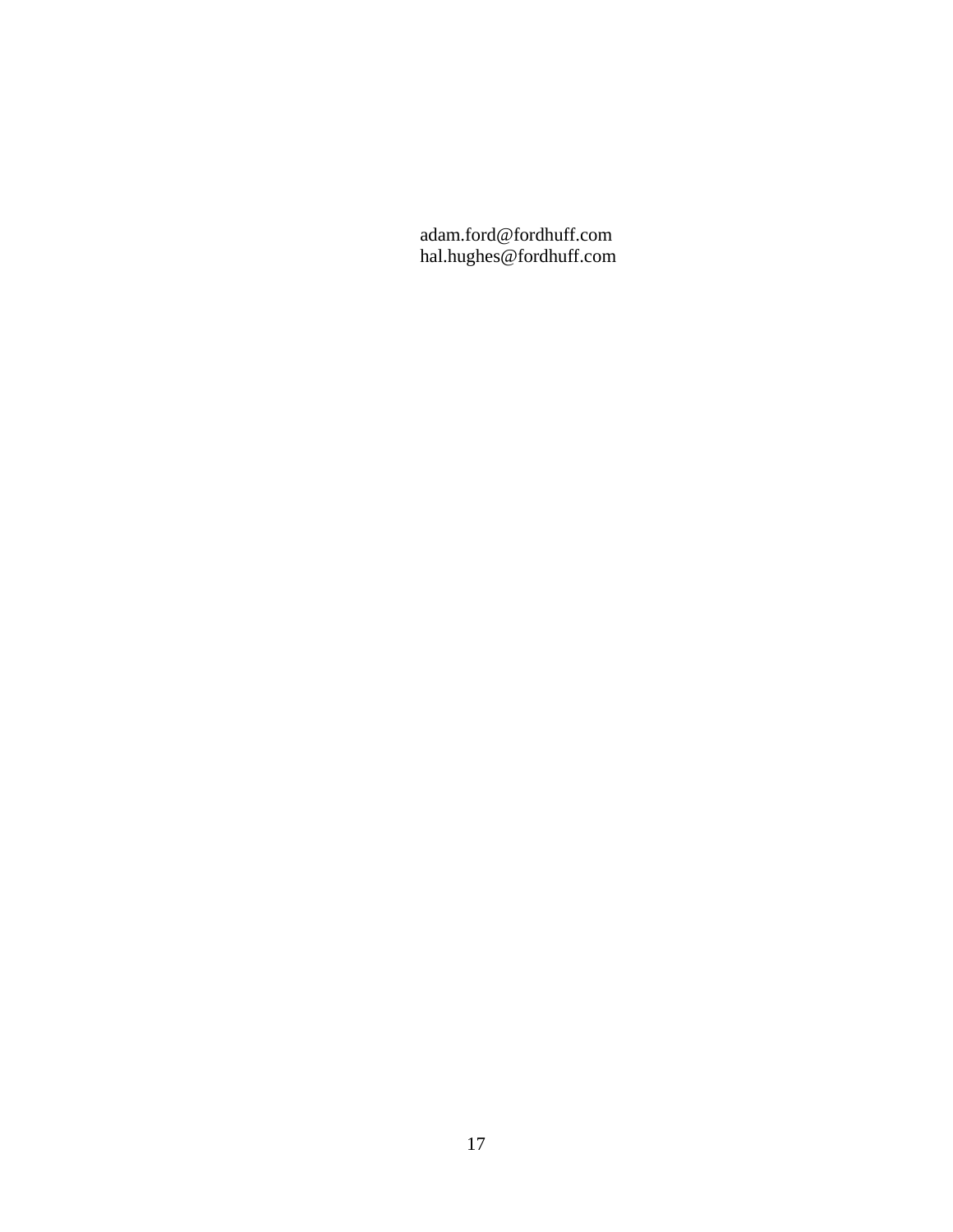adam.ford@fordhuff.com
hal.hughes@fordhuff.com